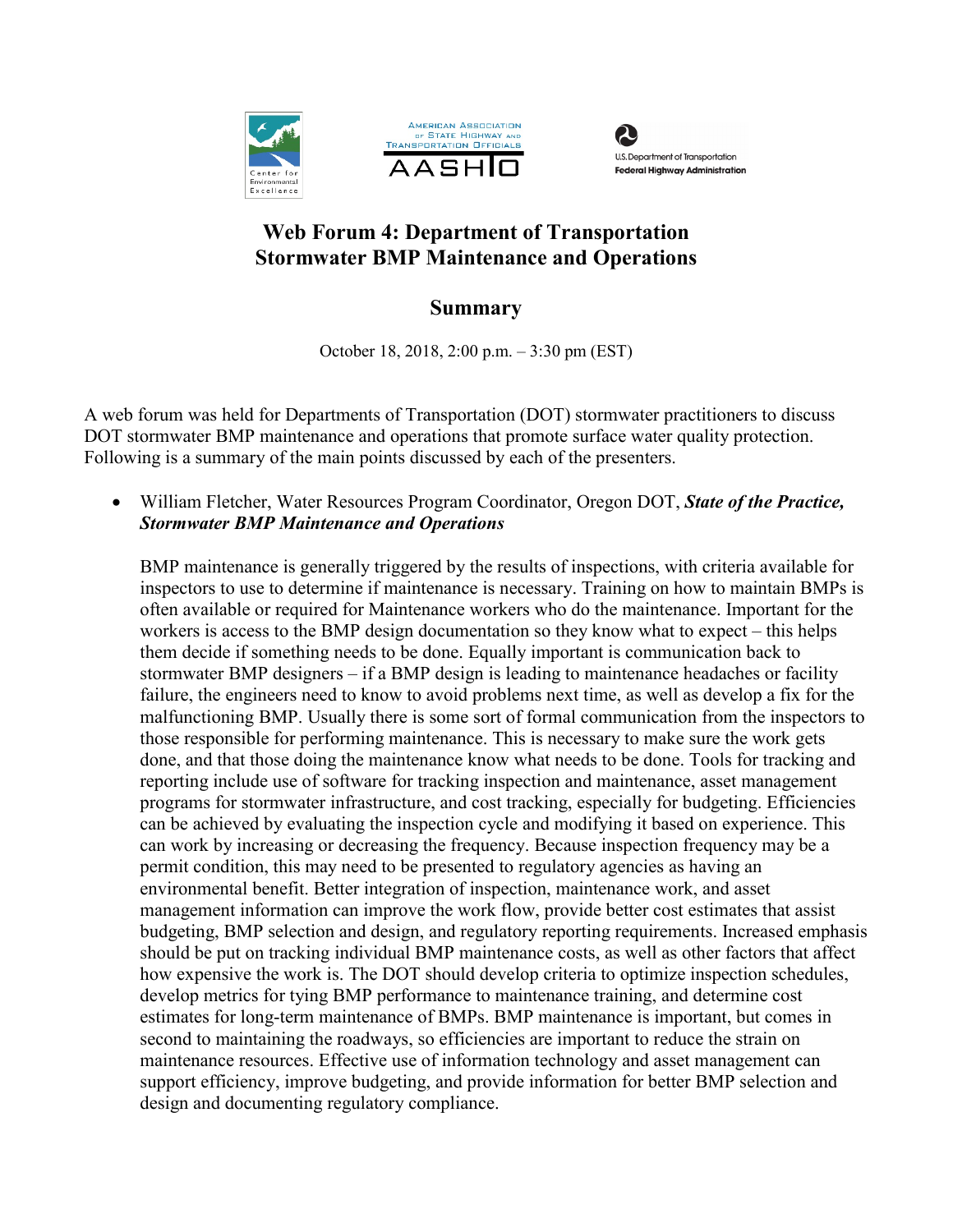# Web Forum 4: Department of Transportation Stormwater BMP Maintenance and Operations

## Summary

October 18, 2018, 2:00 p.m. – 3:30 pm (EST)

A web forum was held for Departments of Transportation (DOT) stormwater practitioners to discuss DOT stormwater BMP maintenance and operations that promote surface water quality protection. Following is a summary of the main points discussed by each of the presenters.

- William Fletcher, Water Resources Program Coordinator, Oregon DOT, ***State of the Practice, Stormwater BMP Maintenance and Operations***

  BMP maintenance is generally triggered by the results of inspections, with criteria available for inspectors to use to determine if maintenance is necessary. Training on how to maintain BMPs is often available or required for Maintenance workers who do the maintenance. Important for the workers is access to the BMP design documentation so they know what to expect – this helps them decide if something needs to be done. Equally important is communication back to stormwater BMP designers – if a BMP design is leading to maintenance headaches or facility failure, the engineers need to know to avoid problems next time, as well as develop a fix for the malfunctioning BMP. Usually there is some sort of formal communication from the inspectors to those responsible for performing maintenance. This is necessary to make sure the work gets done, and that those doing the maintenance know what needs to be done. Tools for tracking and reporting include use of software for tracking inspection and maintenance, asset management programs for stormwater infrastructure, and cost tracking, especially for budgeting. Efficiencies can be achieved by evaluating the inspection cycle and modifying it based on experience. This can work by increasing or decreasing the frequency. Because inspection frequency may be a permit condition, this may need to be presented to regulatory agencies as having an environmental benefit. Better integration of inspection, maintenance work, and asset management information can improve the work flow, provide better cost estimates that assist budgeting, BMP selection and design, and regulatory reporting requirements. Increased emphasis should be put on tracking individual BMP maintenance costs, as well as other factors that affect how expensive the work is. The DOT should develop criteria to optimize inspection schedules, develop metrics for tying BMP performance to maintenance training, and determine cost estimates for long-term maintenance of BMPs. BMP maintenance is important, but comes in second to maintaining the roadways, so efficiencies are important to reduce the strain on maintenance resources. Effective use of information technology and asset management can support efficiency, improve budgeting, and provide information for better BMP selection and design and documenting regulatory compliance.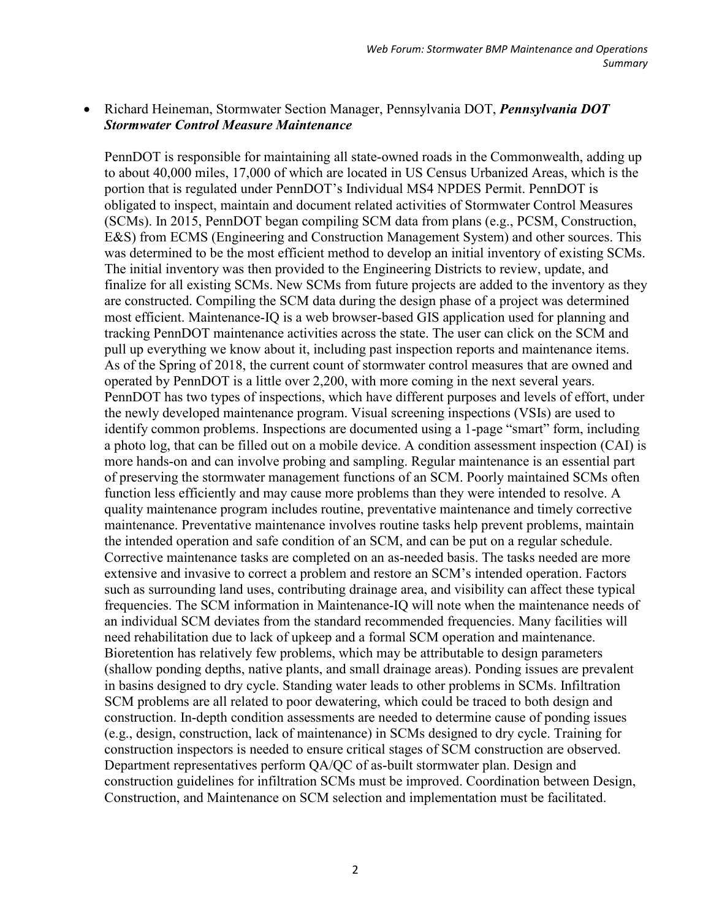- Richard Heineman, Stormwater Section Manager, Pennsylvania DOT, ***Pennsylvania DOT Stormwater Control Measure Maintenance***

  PennDOT is responsible for maintaining all state-owned roads in the Commonwealth, adding up to about 40,000 miles, 17,000 of which are located in US Census Urbanized Areas, which is the portion that is regulated under PennDOT's Individual MS4 NPDES Permit. PennDOT is obligated to inspect, maintain and document related activities of Stormwater Control Measures (SCMs). In 2015, PennDOT began compiling SCM data from plans (e.g., PCSM, Construction, E&S) from ECMS (Engineering and Construction Management System) and other sources. This was determined to be the most efficient method to develop an initial inventory of existing SCMs. The initial inventory was then provided to the Engineering Districts to review, update, and finalize for all existing SCMs. New SCMs from future projects are added to the inventory as they are constructed. Compiling the SCM data during the design phase of a project was determined most efficient. Maintenance-IQ is a web browser-based GIS application used for planning and tracking PennDOT maintenance activities across the state. The user can click on the SCM and pull up everything we know about it, including past inspection reports and maintenance items. As of the Spring of 2018, the current count of stormwater control measures that are owned and operated by PennDOT is a little over 2,200, with more coming in the next several years. PennDOT has two types of inspections, which have different purposes and levels of effort, under the newly developed maintenance program. Visual screening inspections (VSIs) are used to identify common problems. Inspections are documented using a 1-page "smart" form, including a photo log, that can be filled out on a mobile device. A condition assessment inspection (CAI) is more hands-on and can involve probing and sampling. Regular maintenance is an essential part of preserving the stormwater management functions of an SCM. Poorly maintained SCMs often function less efficiently and may cause more problems than they were intended to resolve. A quality maintenance program includes routine, preventative maintenance and timely corrective maintenance. Preventative maintenance involves routine tasks help prevent problems, maintain the intended operation and safe condition of an SCM, and can be put on a regular schedule. Corrective maintenance tasks are completed on an as-needed basis. The tasks needed are more extensive and invasive to correct a problem and restore an SCM's intended operation. Factors such as surrounding land uses, contributing drainage area, and visibility can affect these typical frequencies. The SCM information in Maintenance-IQ will note when the maintenance needs of an individual SCM deviates from the standard recommended frequencies. Many facilities will need rehabilitation due to lack of upkeep and a formal SCM operation and maintenance. Bioretention has relatively few problems, which may be attributable to design parameters (shallow ponding depths, native plants, and small drainage areas). Ponding issues are prevalent in basins designed to dry cycle. Standing water leads to other problems in SCMs. Infiltration SCM problems are all related to poor dewatering, which could be traced to both design and construction. In-depth condition assessments are needed to determine cause of ponding issues (e.g., design, construction, lack of maintenance) in SCMs designed to dry cycle. Training for construction inspectors is needed to ensure critical stages of SCM construction are observed. Department representatives perform QA/QC of as-built stormwater plan. Design and construction guidelines for infiltration SCMs must be improved. Coordination between Design, Construction, and Maintenance on SCM selection and implementation must be facilitated.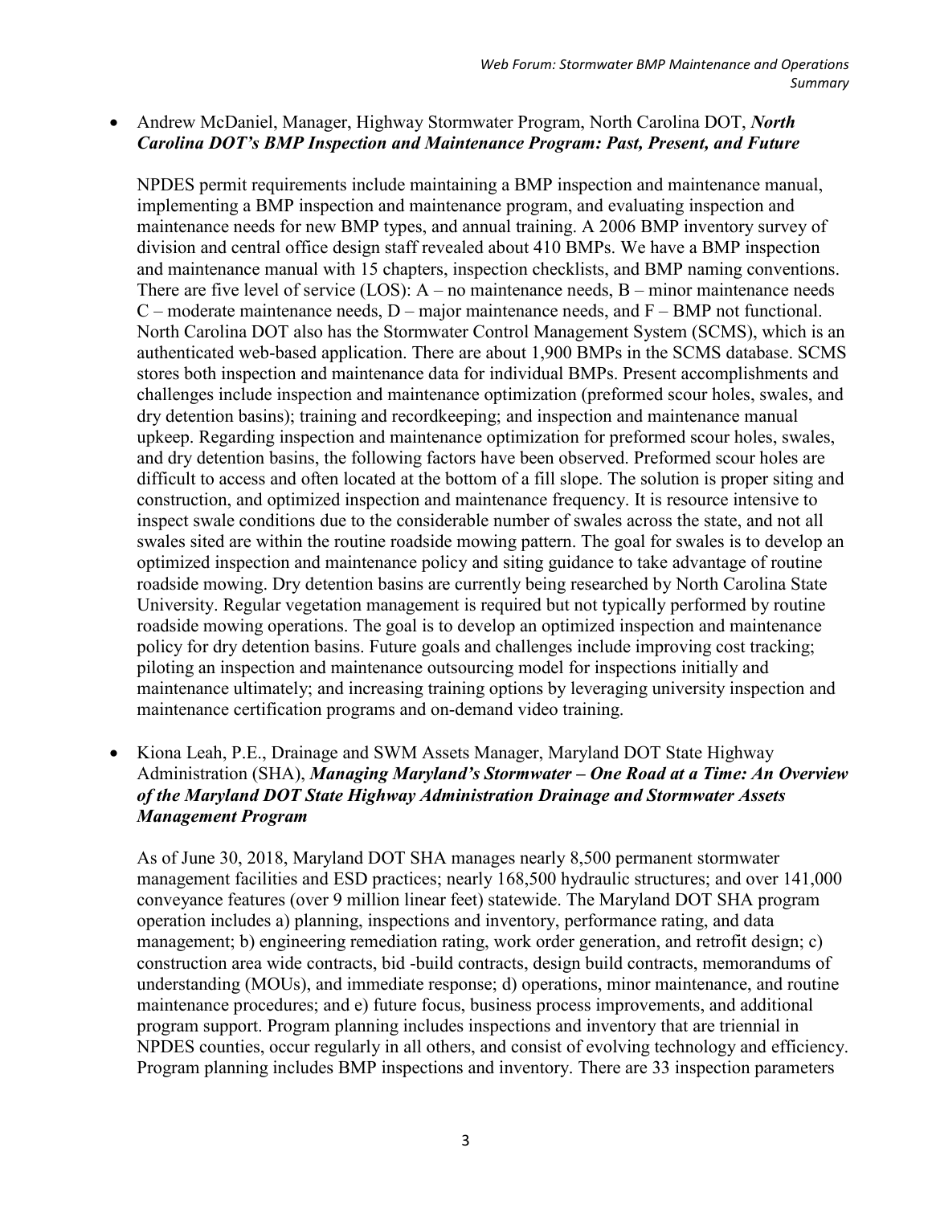- Andrew McDaniel, Manager, Highway Stormwater Program, North Carolina DOT, ***North Carolina DOT's BMP Inspection and Maintenance Program: Past, Present, and Future***

  NPDES permit requirements include maintaining a BMP inspection and maintenance manual, implementing a BMP inspection and maintenance program, and evaluating inspection and maintenance needs for new BMP types, and annual training. A 2006 BMP inventory survey of division and central office design staff revealed about 410 BMPs. We have a BMP inspection and maintenance manual with 15 chapters, inspection checklists, and BMP naming conventions. There are five level of service (LOS): A – no maintenance needs, B – minor maintenance needs C – moderate maintenance needs, D – major maintenance needs, and F – BMP not functional. North Carolina DOT also has the Stormwater Control Management System (SCMS), which is an authenticated web-based application. There are about 1,900 BMPs in the SCMS database. SCMS stores both inspection and maintenance data for individual BMPs. Present accomplishments and challenges include inspection and maintenance optimization (preformed scour holes, swales, and dry detention basins); training and recordkeeping; and inspection and maintenance manual upkeep. Regarding inspection and maintenance optimization for preformed scour holes, swales, and dry detention basins, the following factors have been observed. Preformed scour holes are difficult to access and often located at the bottom of a fill slope. The solution is proper siting and construction, and optimized inspection and maintenance frequency. It is resource intensive to inspect swale conditions due to the considerable number of swales across the state, and not all swales sited are within the routine roadside mowing pattern. The goal for swales is to develop an optimized inspection and maintenance policy and siting guidance to take advantage of routine roadside mowing. Dry detention basins are currently being researched by North Carolina State University. Regular vegetation management is required but not typically performed by routine roadside mowing operations. The goal is to develop an optimized inspection and maintenance policy for dry detention basins. Future goals and challenges include improving cost tracking; piloting an inspection and maintenance outsourcing model for inspections initially and maintenance ultimately; and increasing training options by leveraging university inspection and maintenance certification programs and on-demand video training.

- Kiona Leah, P.E., Drainage and SWM Assets Manager, Maryland DOT State Highway Administration (SHA), ***Managing Maryland's Stormwater – One Road at a Time: An Overview of the Maryland DOT State Highway Administration Drainage and Stormwater Assets Management Program***

  As of June 30, 2018, Maryland DOT SHA manages nearly 8,500 permanent stormwater management facilities and ESD practices; nearly 168,500 hydraulic structures; and over 141,000 conveyance features (over 9 million linear feet) statewide. The Maryland DOT SHA program operation includes a) planning, inspections and inventory, performance rating, and data management; b) engineering remediation rating, work order generation, and retrofit design; c) construction area wide contracts, bid -build contracts, design build contracts, memorandums of understanding (MOUs), and immediate response; d) operations, minor maintenance, and routine maintenance procedures; and e) future focus, business process improvements, and additional program support. Program planning includes inspections and inventory that are triennial in NPDES counties, occur regularly in all others, and consist of evolving technology and efficiency. Program planning includes BMP inspections and inventory. There are 33 inspection parameters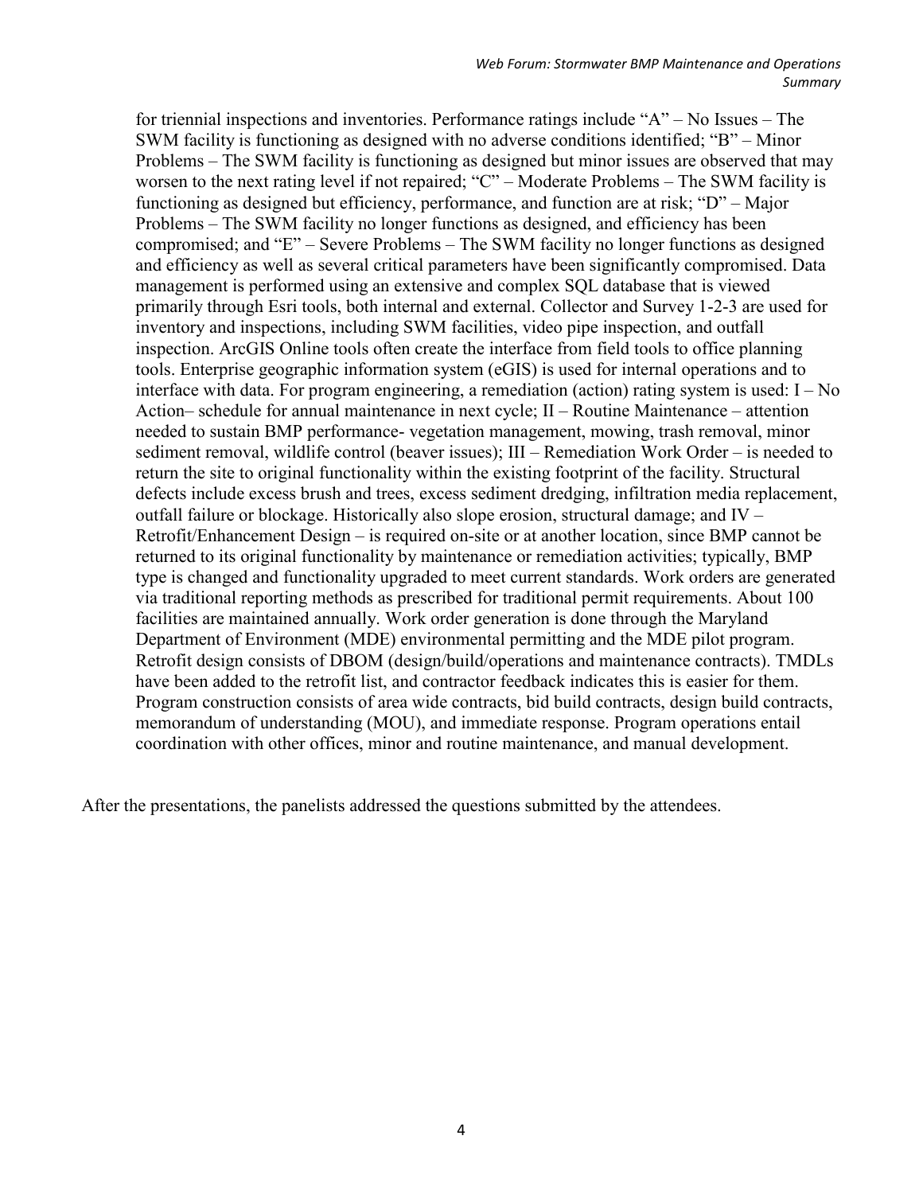for triennial inspections and inventories. Performance ratings include “A” – No Issues – The SWM facility is functioning as designed with no adverse conditions identified; “B” – Minor Problems – The SWM facility is functioning as designed but minor issues are observed that may worsen to the next rating level if not repaired; “C” – Moderate Problems – The SWM facility is functioning as designed but efficiency, performance, and function are at risk; “D” – Major Problems – The SWM facility no longer functions as designed, and efficiency has been compromised; and “E” – Severe Problems – The SWM facility no longer functions as designed and efficiency as well as several critical parameters have been significantly compromised. Data management is performed using an extensive and complex SQL database that is viewed primarily through Esri tools, both internal and external. Collector and Survey 1-2-3 are used for inventory and inspections, including SWM facilities, video pipe inspection, and outfall inspection. ArcGIS Online tools often create the interface from field tools to office planning tools. Enterprise geographic information system (eGIS) is used for internal operations and to interface with data. For program engineering, a remediation (action) rating system is used: I – No Action– schedule for annual maintenance in next cycle; II – Routine Maintenance – attention needed to sustain BMP performance- vegetation management, mowing, trash removal, minor sediment removal, wildlife control (beaver issues); III – Remediation Work Order – is needed to return the site to original functionality within the existing footprint of the facility. Structural defects include excess brush and trees, excess sediment dredging, infiltration media replacement, outfall failure or blockage. Historically also slope erosion, structural damage; and IV – Retrofit/Enhancement Design – is required on-site or at another location, since BMP cannot be returned to its original functionality by maintenance or remediation activities; typically, BMP type is changed and functionality upgraded to meet current standards. Work orders are generated via traditional reporting methods as prescribed for traditional permit requirements. About 100 facilities are maintained annually. Work order generation is done through the Maryland Department of Environment (MDE) environmental permitting and the MDE pilot program. Retrofit design consists of DBOM (design/build/operations and maintenance contracts). TMDLs have been added to the retrofit list, and contractor feedback indicates this is easier for them. Program construction consists of area wide contracts, bid build contracts, design build contracts, memorandum of understanding (MOU), and immediate response. Program operations entail coordination with other offices, minor and routine maintenance, and manual development.

After the presentations, the panelists addressed the questions submitted by the attendees.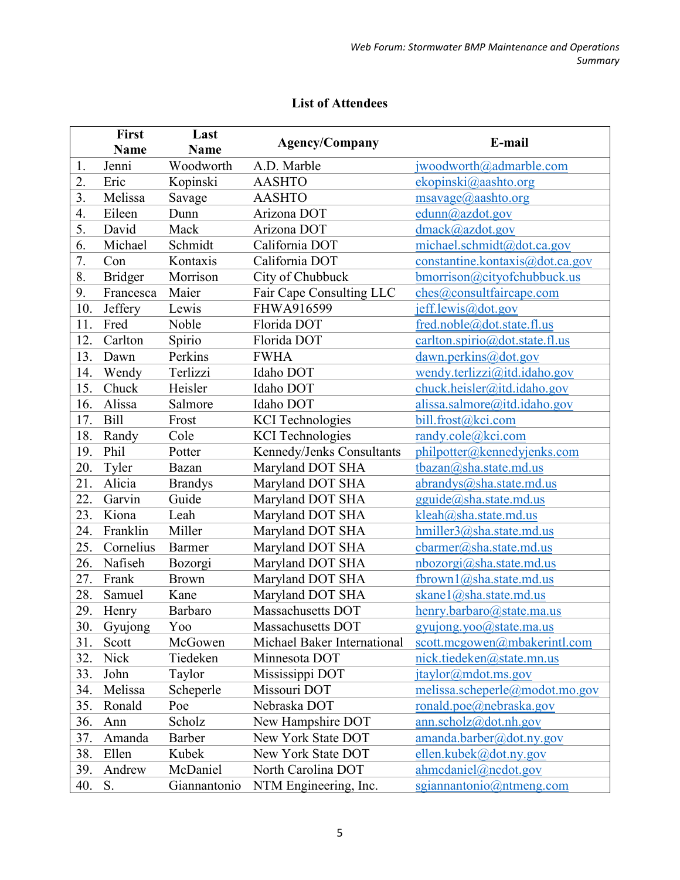## List of Attendees

| | First Name | Last Name | Agency/Company | E-mail |
|---|---|---|---|---|
| 1. | Jenni | Woodworth | A.D. Marble | jwoodworth@admarble.com |
| 2. | Eric | Kopinski | AASHTO | ekopinski@aashto.org |
| 3. | Melissa | Savage | AASHTO | msavage@aashto.org |
| 4. | Eileen | Dunn | Arizona DOT | edunn@azdot.gov |
| 5. | David | Mack | Arizona DOT | dmack@azdot.gov |
| 6. | Michael | Schmidt | California DOT | michael.schmidt@dot.ca.gov |
| 7. | Con | Kontaxis | California DOT | constantine.kontaxis@dot.ca.gov |
| 8. | Bridger | Morrison | City of Chubbuck | bmorrison@cityofchubbuck.us |
| 9. | Francesca | Maier | Fair Cape Consulting LLC | ches@consultfaircape.com |
| 10. | Jeffery | Lewis | FHWA916599 | jeff.lewis@dot.gov |
| 11. | Fred | Noble | Florida DOT | fred.noble@dot.state.fl.us |
| 12. | Carlton | Spirio | Florida DOT | carlton.spirio@dot.state.fl.us |
| 13. | Dawn | Perkins | FWHA | dawn.perkins@dot.gov |
| 14. | Wendy | Terlizzi | Idaho DOT | wendy.terlizzi@itd.idaho.gov |
| 15. | Chuck | Heisler | Idaho DOT | chuck.heisler@itd.idaho.gov |
| 16. | Alissa | Salmore | Idaho DOT | alissa.salmore@itd.idaho.gov |
| 17. | Bill | Frost | KCI Technologies | bill.frost@kci.com |
| 18. | Randy | Cole | KCI Technologies | randy.cole@kci.com |
| 19. | Phil | Potter | Kennedy/Jenks Consultants | philpotter@kennedyjenks.com |
| 20. | Tyler | Bazan | Maryland DOT SHA | tbazan@sha.state.md.us |
| 21. | Alicia | Brandys | Maryland DOT SHA | abrandys@sha.state.md.us |
| 22. | Garvin | Guide | Maryland DOT SHA | gguide@sha.state.md.us |
| 23. | Kiona | Leah | Maryland DOT SHA | kleah@sha.state.md.us |
| 24. | Franklin | Miller | Maryland DOT SHA | hmiller3@sha.state.md.us |
| 25. | Cornelius | Barmer | Maryland DOT SHA | cbarmer@sha.state.md.us |
| 26. | Nafiseh | Bozorgi | Maryland DOT SHA | nbozorgi@sha.state.md.us |
| 27. | Frank | Brown | Maryland DOT SHA | fbrown1@sha.state.md.us |
| 28. | Samuel | Kane | Maryland DOT SHA | skane1@sha.state.md.us |
| 29. | Henry | Barbaro | Massachusetts DOT | henry.barbaro@state.ma.us |
| 30. | Gyujong | Yoo | Massachusetts DOT | gyujong.yoo@state.ma.us |
| 31. | Scott | McGowen | Michael Baker International | scott.mcgowen@mbakerintl.com |
| 32. | Nick | Tiedeken | Minnesota DOT | nick.tiedeken@state.mn.us |
| 33. | John | Taylor | Mississippi DOT | jtaylor@mdot.ms.gov |
| 34. | Melissa | Scheperle | Missouri DOT | melissa.scheperle@modot.mo.gov |
| 35. | Ronald | Poe | Nebraska DOT | ronald.poe@nebraska.gov |
| 36. | Ann | Scholz | New Hampshire DOT | ann.scholz@dot.nh.gov |
| 37. | Amanda | Barber | New York State DOT | amanda.barber@dot.ny.gov |
| 38. | Ellen | Kubek | New York State DOT | ellen.kubek@dot.ny.gov |
| 39. | Andrew | McDaniel | North Carolina DOT | ahmcdaniel@ncdot.gov |
| 40. | S. | Giannantonio | NTM Engineering, Inc. | sgiannantonio@ntmeng.com |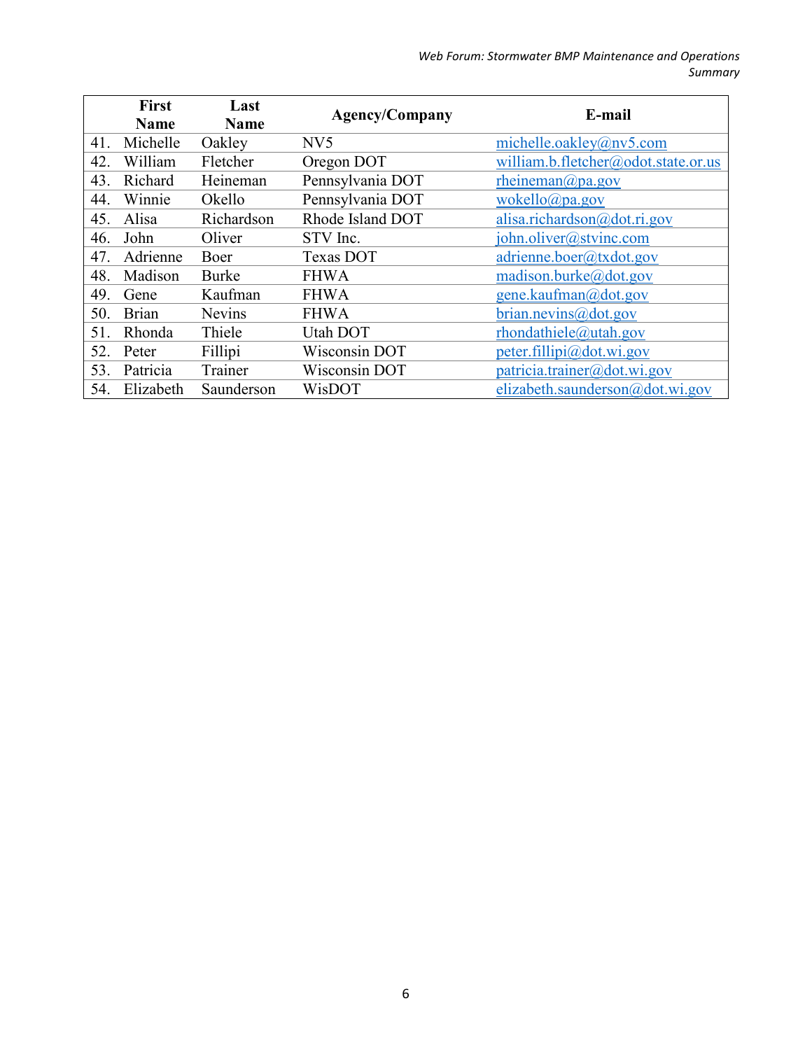| | First Name | Last Name | Agency/Company | E-mail |
|---|---|---|---|---|
| 41. | Michelle | Oakley | NV5 | michelle.oakley@nv5.com |
| 42. | William | Fletcher | Oregon DOT | william.b.fletcher@odot.state.or.us |
| 43. | Richard | Heineman | Pennsylvania DOT | rheineman@pa.gov |
| 44. | Winnie | Okello | Pennsylvania DOT | wokello@pa.gov |
| 45. | Alisa | Richardson | Rhode Island DOT | alisa.richardson@dot.ri.gov |
| 46. | John | Oliver | STV Inc. | john.oliver@stvinc.com |
| 47. | Adrienne | Boer | Texas DOT | adrienne.boer@txdot.gov |
| 48. | Madison | Burke | FHWA | madison.burke@dot.gov |
| 49. | Gene | Kaufman | FHWA | gene.kaufman@dot.gov |
| 50. | Brian | Nevins | FHWA | brian.nevins@dot.gov |
| 51. | Rhonda | Thiele | Utah DOT | rhondathiele@utah.gov |
| 52. | Peter | Fillipi | Wisconsin DOT | peter.fillipi@dot.wi.gov |
| 53. | Patricia | Trainer | Wisconsin DOT | patricia.trainer@dot.wi.gov |
| 54. | Elizabeth | Saunderson | WisDOT | elizabeth.saunderson@dot.wi.gov |